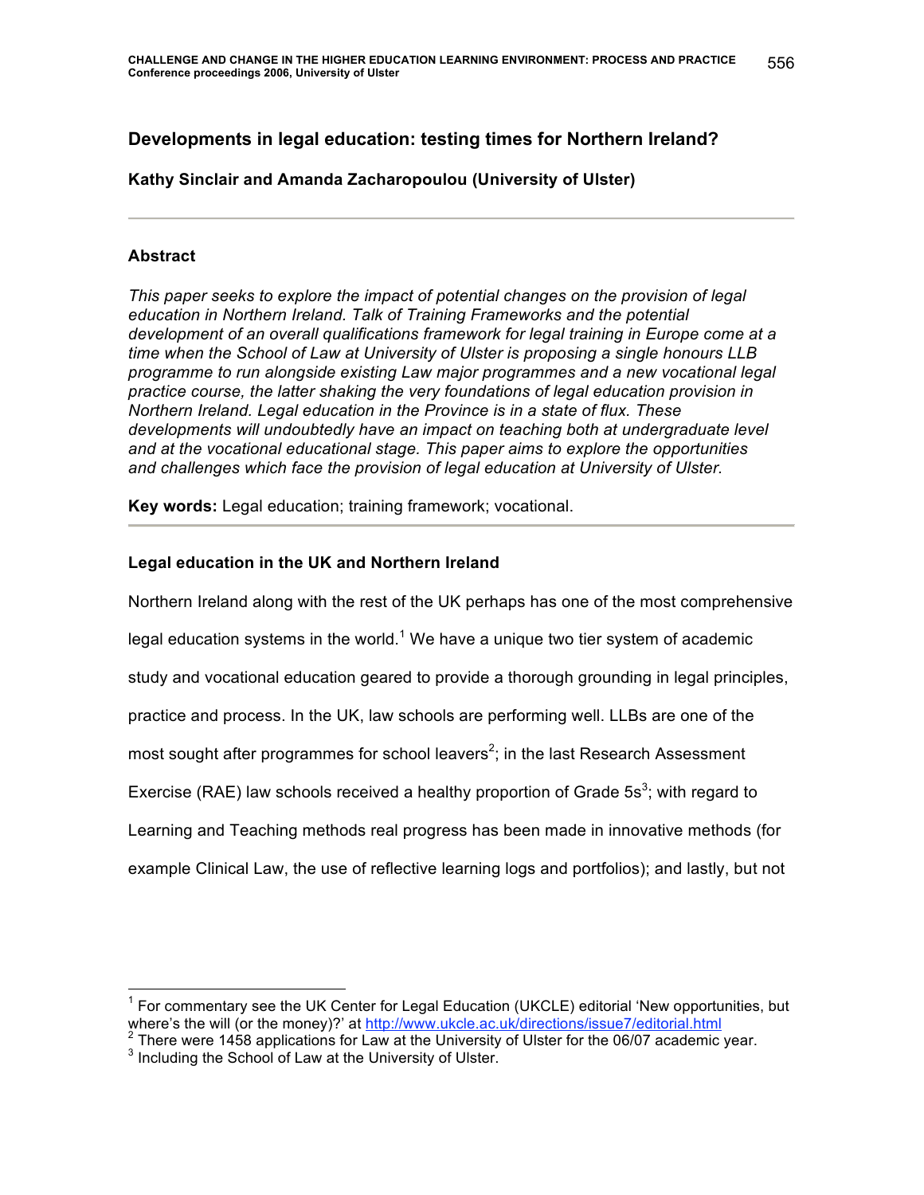# Developments in legal education: testing times for Northern Ireland?

**Kathy Sinclair and Amanda Zacharopoulou (University of Ulster)**

---

## Abstract

*This paper seeks to explore the impact of potential changes on the provision of legal education in Northern Ireland. Talk of Training Frameworks and the potential development of an overall qualifications framework for legal training in Europe come at a time when the School of Law at University of Ulster is proposing a single honours LLB programme to run alongside existing Law major programmes and a new vocational legal practice course, the latter shaking the very foundations of legal education provision in Northern Ireland. Legal education in the Province is in a state of flux. These developments will undoubtedly have an impact on teaching both at undergraduate level and at the vocational educational stage. This paper aims to explore the opportunities and challenges which face the provision of legal education at University of Ulster.*

**Key words:** Legal education; training framework; vocational.

---

## Legal education in the UK and Northern Ireland

Northern Ireland along with the rest of the UK perhaps has one of the most comprehensive legal education systems in the world.[1] We have a unique two tier system of academic study and vocational education geared to provide a thorough grounding in legal principles, practice and process. In the UK, law schools are performing well. LLBs are one of the most sought after programmes for school leavers[2]; in the last Research Assessment Exercise (RAE) law schools received a healthy proportion of Grade 5s[3]; with regard to Learning and Teaching methods real progress has been made in innovative methods (for example Clinical Law, the use of reflective learning logs and portfolios); and lastly, but not

---

[1] For commentary see the UK Center for Legal Education (UKCLE) editorial 'New opportunities, but where's the will (or the money)?' at http://www.ukcle.ac.uk/directions/issue7/editorial.html

[2] There were 1458 applications for Law at the University of Ulster for the 06/07 academic year.

[3] Including the School of Law at the University of Ulster.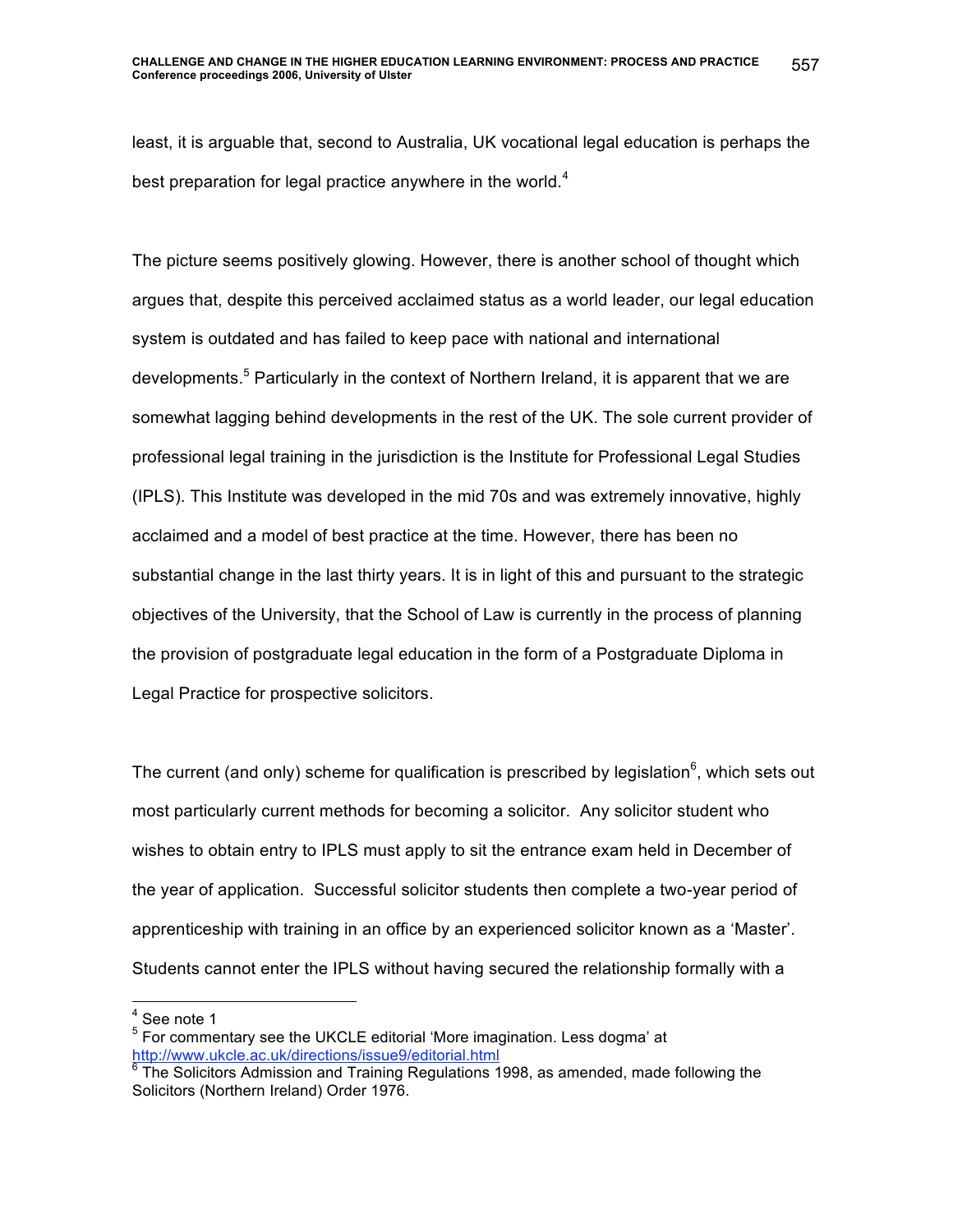least, it is arguable that, second to Australia, UK vocational legal education is perhaps the best preparation for legal practice anywhere in the world.[4]

The picture seems positively glowing. However, there is another school of thought which argues that, despite this perceived acclaimed status as a world leader, our legal education system is outdated and has failed to keep pace with national and international developments.[5] Particularly in the context of Northern Ireland, it is apparent that we are somewhat lagging behind developments in the rest of the UK. The sole current provider of professional legal training in the jurisdiction is the Institute for Professional Legal Studies (IPLS). This Institute was developed in the mid 70s and was extremely innovative, highly acclaimed and a model of best practice at the time. However, there has been no substantial change in the last thirty years. It is in light of this and pursuant to the strategic objectives of the University, that the School of Law is currently in the process of planning the provision of postgraduate legal education in the form of a Postgraduate Diploma in Legal Practice for prospective solicitors.

The current (and only) scheme for qualification is prescribed by legislation[6], which sets out most particularly current methods for becoming a solicitor. Any solicitor student who wishes to obtain entry to IPLS must apply to sit the entrance exam held in December of the year of application. Successful solicitor students then complete a two-year period of apprenticeship with training in an office by an experienced solicitor known as a 'Master'. Students cannot enter the IPLS without having secured the relationship formally with a

---

[4] See note 1

[5] For commentary see the UKCLE editorial 'More imagination. Less dogma' at http://www.ukcle.ac.uk/directions/issue9/editorial.html

[6] The Solicitors Admission and Training Regulations 1998, as amended, made following the Solicitors (Northern Ireland) Order 1976.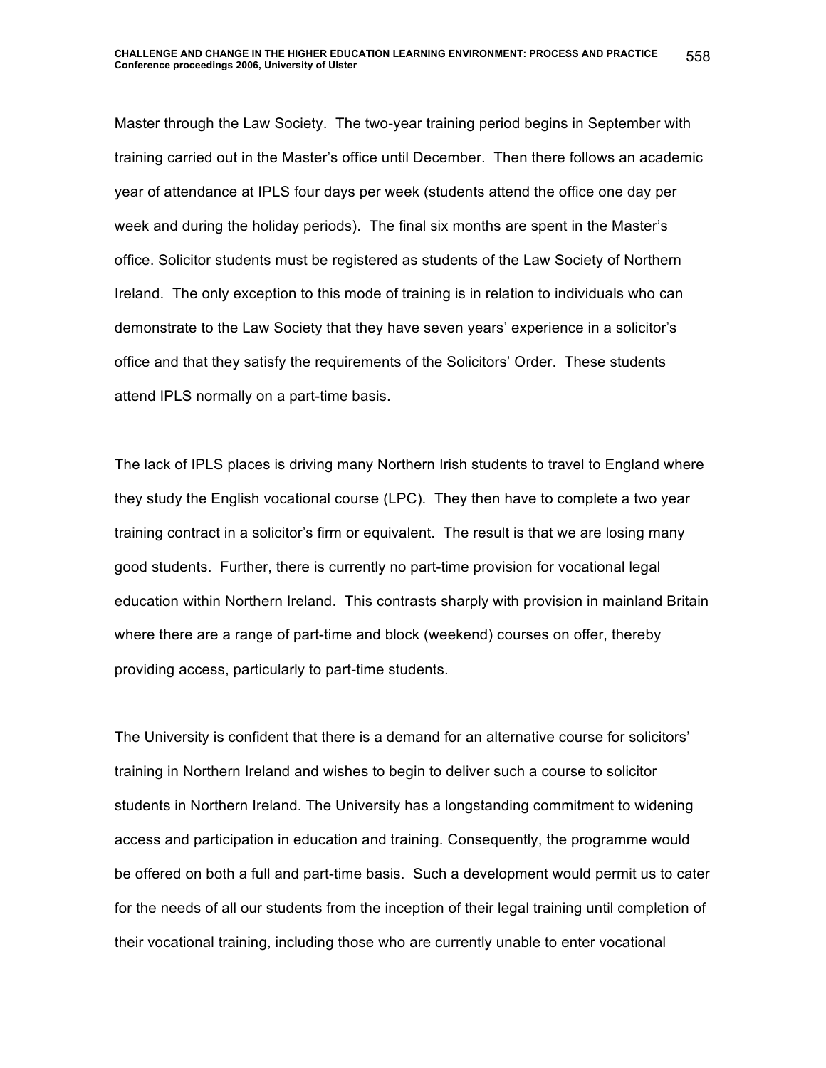Master through the Law Society. The two-year training period begins in September with training carried out in the Master's office until December. Then there follows an academic year of attendance at IPLS four days per week (students attend the office one day per week and during the holiday periods). The final six months are spent in the Master's office. Solicitor students must be registered as students of the Law Society of Northern Ireland. The only exception to this mode of training is in relation to individuals who can demonstrate to the Law Society that they have seven years' experience in a solicitor's office and that they satisfy the requirements of the Solicitors' Order. These students attend IPLS normally on a part-time basis.

The lack of IPLS places is driving many Northern Irish students to travel to England where they study the English vocational course (LPC). They then have to complete a two year training contract in a solicitor's firm or equivalent. The result is that we are losing many good students. Further, there is currently no part-time provision for vocational legal education within Northern Ireland. This contrasts sharply with provision in mainland Britain where there are a range of part-time and block (weekend) courses on offer, thereby providing access, particularly to part-time students.

The University is confident that there is a demand for an alternative course for solicitors' training in Northern Ireland and wishes to begin to deliver such a course to solicitor students in Northern Ireland. The University has a longstanding commitment to widening access and participation in education and training. Consequently, the programme would be offered on both a full and part-time basis. Such a development would permit us to cater for the needs of all our students from the inception of their legal training until completion of their vocational training, including those who are currently unable to enter vocational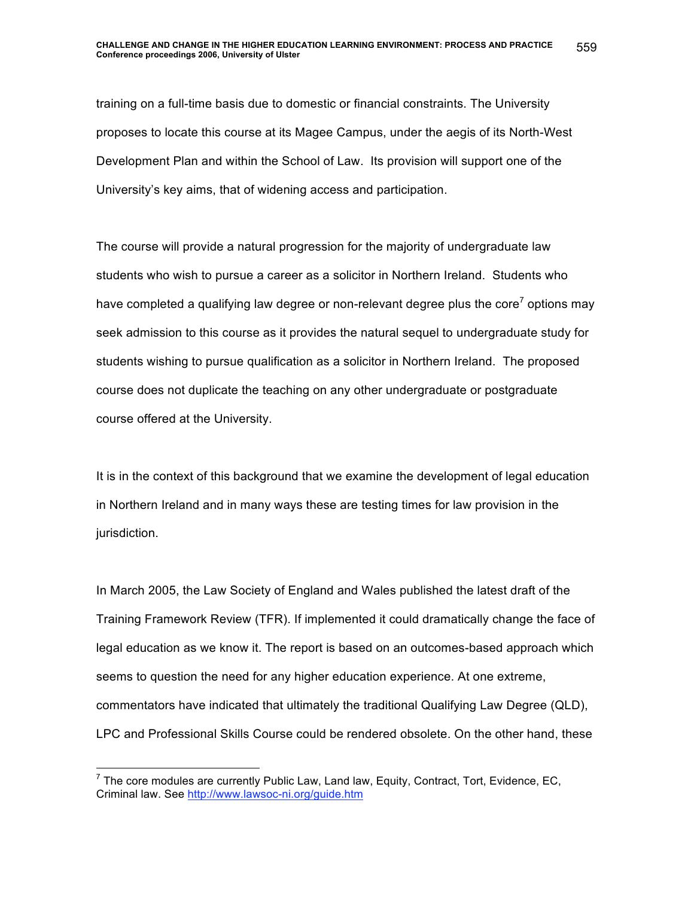training on a full-time basis due to domestic or financial constraints. The University proposes to locate this course at its Magee Campus, under the aegis of its North-West Development Plan and within the School of Law. Its provision will support one of the University's key aims, that of widening access and participation.

The course will provide a natural progression for the majority of undergraduate law students who wish to pursue a career as a solicitor in Northern Ireland. Students who have completed a qualifying law degree or non-relevant degree plus the core[7] options may seek admission to this course as it provides the natural sequel to undergraduate study for students wishing to pursue qualification as a solicitor in Northern Ireland. The proposed course does not duplicate the teaching on any other undergraduate or postgraduate course offered at the University.

It is in the context of this background that we examine the development of legal education in Northern Ireland and in many ways these are testing times for law provision in the jurisdiction.

In March 2005, the Law Society of England and Wales published the latest draft of the Training Framework Review (TFR). If implemented it could dramatically change the face of legal education as we know it. The report is based on an outcomes-based approach which seems to question the need for any higher education experience. At one extreme, commentators have indicated that ultimately the traditional Qualifying Law Degree (QLD), LPC and Professional Skills Course could be rendered obsolete. On the other hand, these

[7] The core modules are currently Public Law, Land law, Equity, Contract, Tort, Evidence, EC, Criminal law. See http://www.lawsoc-ni.org/guide.htm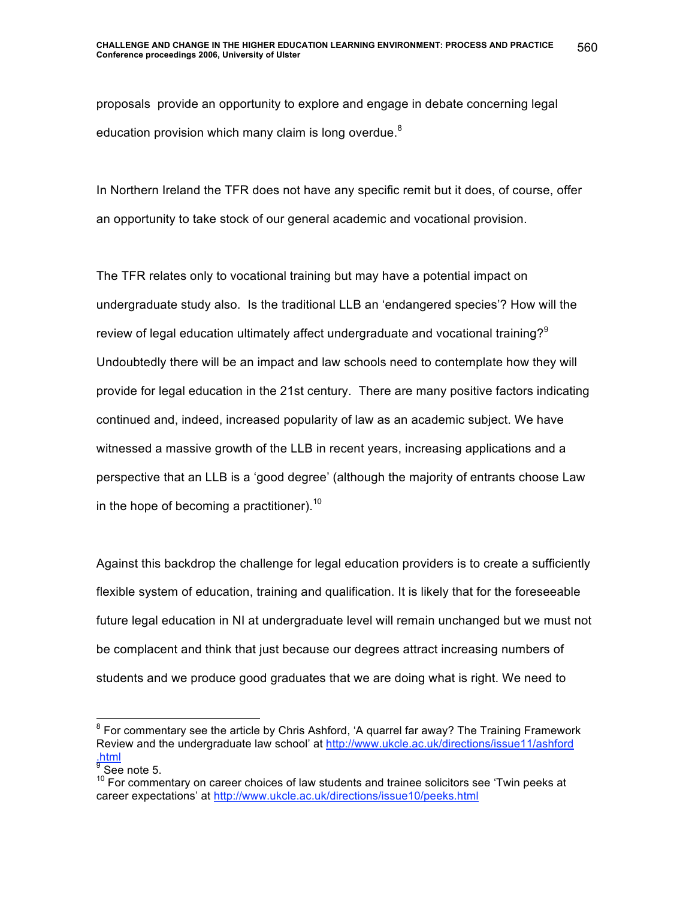proposals provide an opportunity to explore and engage in debate concerning legal education provision which many claim is long overdue.[8]

In Northern Ireland the TFR does not have any specific remit but it does, of course, offer an opportunity to take stock of our general academic and vocational provision.

The TFR relates only to vocational training but may have a potential impact on undergraduate study also. Is the traditional LLB an 'endangered species'? How will the review of legal education ultimately affect undergraduate and vocational training?[9] Undoubtedly there will be an impact and law schools need to contemplate how they will provide for legal education in the 21st century. There are many positive factors indicating continued and, indeed, increased popularity of law as an academic subject. We have witnessed a massive growth of the LLB in recent years, increasing applications and a perspective that an LLB is a 'good degree' (although the majority of entrants choose Law in the hope of becoming a practitioner).[10]

Against this backdrop the challenge for legal education providers is to create a sufficiently flexible system of education, training and qualification. It is likely that for the foreseeable future legal education in NI at undergraduate level will remain unchanged but we must not be complacent and think that just because our degrees attract increasing numbers of students and we produce good graduates that we are doing what is right. We need to

---

[8] For commentary see the article by Chris Ashford, 'A quarrel far away? The Training Framework Review and the undergraduate law school' at http://www.ukcle.ac.uk/directions/issue11/ashford.html

[9] See note 5.

[10] For commentary on career choices of law students and trainee solicitors see 'Twin peeks at career expectations' at http://www.ukcle.ac.uk/directions/issue10/peeks.html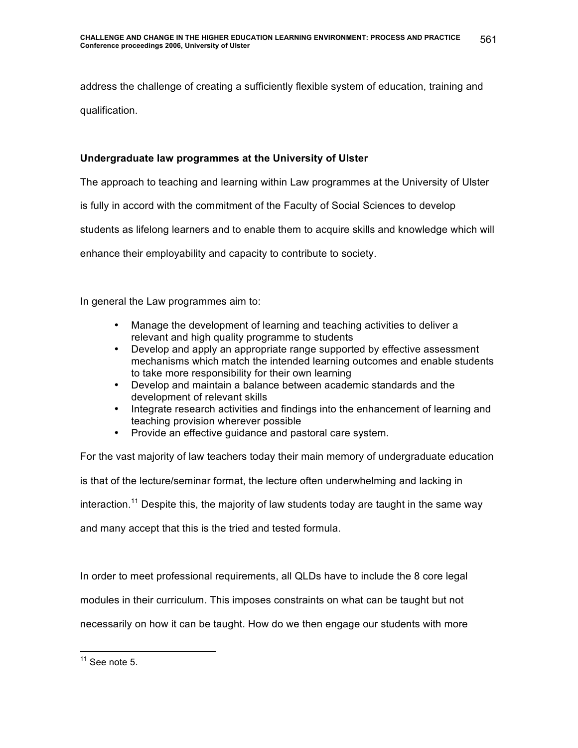address the challenge of creating a sufficiently flexible system of education, training and qualification.

**Undergraduate law programmes at the University of Ulster**

The approach to teaching and learning within Law programmes at the University of Ulster is fully in accord with the commitment of the Faculty of Social Sciences to develop students as lifelong learners and to enable them to acquire skills and knowledge which will enhance their employability and capacity to contribute to society.

In general the Law programmes aim to:

- Manage the development of learning and teaching activities to deliver a relevant and high quality programme to students
- Develop and apply an appropriate range supported by effective assessment mechanisms which match the intended learning outcomes and enable students to take more responsibility for their own learning
- Develop and maintain a balance between academic standards and the development of relevant skills
- Integrate research activities and findings into the enhancement of learning and teaching provision wherever possible
- Provide an effective guidance and pastoral care system.

For the vast majority of law teachers today their main memory of undergraduate education is that of the lecture/seminar format, the lecture often underwhelming and lacking in interaction.[11] Despite this, the majority of law students today are taught in the same way and many accept that this is the tried and tested formula.

In order to meet professional requirements, all QLDs have to include the 8 core legal modules in their curriculum. This imposes constraints on what can be taught but not necessarily on how it can be taught. How do we then engage our students with more

[11] See note 5.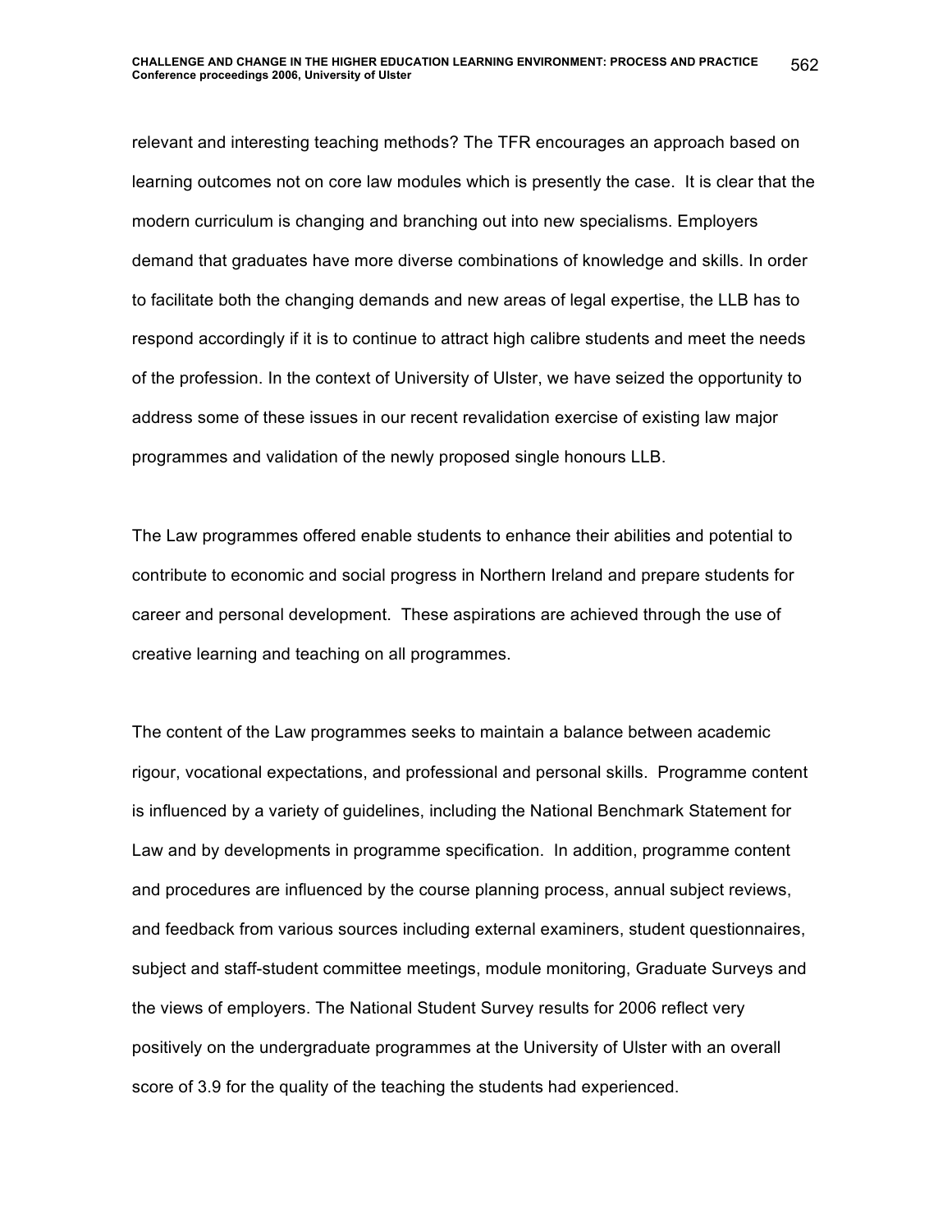relevant and interesting teaching methods? The TFR encourages an approach based on learning outcomes not on core law modules which is presently the case. It is clear that the modern curriculum is changing and branching out into new specialisms. Employers demand that graduates have more diverse combinations of knowledge and skills. In order to facilitate both the changing demands and new areas of legal expertise, the LLB has to respond accordingly if it is to continue to attract high calibre students and meet the needs of the profession. In the context of University of Ulster, we have seized the opportunity to address some of these issues in our recent revalidation exercise of existing law major programmes and validation of the newly proposed single honours LLB.

The Law programmes offered enable students to enhance their abilities and potential to contribute to economic and social progress in Northern Ireland and prepare students for career and personal development. These aspirations are achieved through the use of creative learning and teaching on all programmes.

The content of the Law programmes seeks to maintain a balance between academic rigour, vocational expectations, and professional and personal skills. Programme content is influenced by a variety of guidelines, including the National Benchmark Statement for Law and by developments in programme specification. In addition, programme content and procedures are influenced by the course planning process, annual subject reviews, and feedback from various sources including external examiners, student questionnaires, subject and staff-student committee meetings, module monitoring, Graduate Surveys and the views of employers. The National Student Survey results for 2006 reflect very positively on the undergraduate programmes at the University of Ulster with an overall score of 3.9 for the quality of the teaching the students had experienced.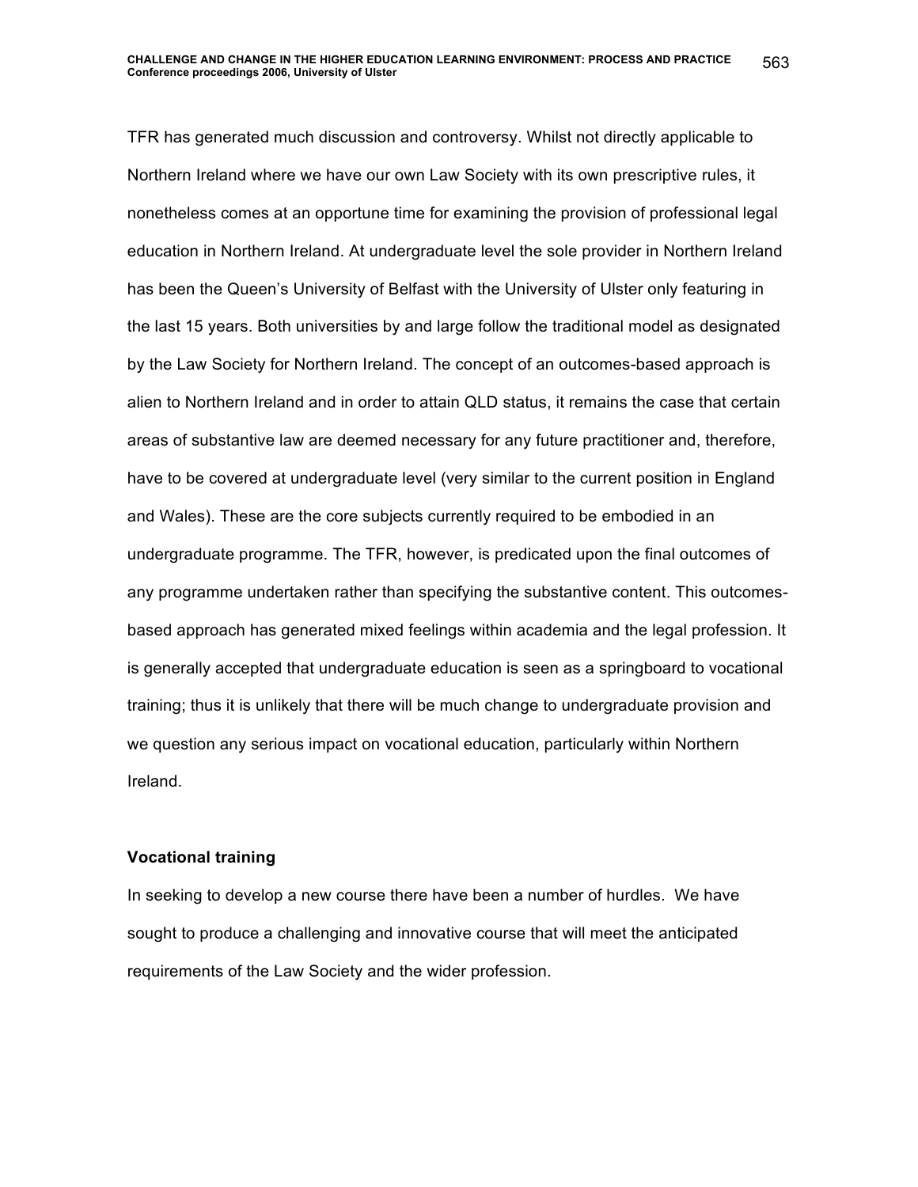TFR has generated much discussion and controversy. Whilst not directly applicable to Northern Ireland where we have our own Law Society with its own prescriptive rules, it nonetheless comes at an opportune time for examining the provision of professional legal education in Northern Ireland. At undergraduate level the sole provider in Northern Ireland has been the Queen's University of Belfast with the University of Ulster only featuring in the last 15 years. Both universities by and large follow the traditional model as designated by the Law Society for Northern Ireland. The concept of an outcomes-based approach is alien to Northern Ireland and in order to attain QLD status, it remains the case that certain areas of substantive law are deemed necessary for any future practitioner and, therefore, have to be covered at undergraduate level (very similar to the current position in England and Wales). These are the core subjects currently required to be embodied in an undergraduate programme. The TFR, however, is predicated upon the final outcomes of any programme undertaken rather than specifying the substantive content. This outcomes-based approach has generated mixed feelings within academia and the legal profession. It is generally accepted that undergraduate education is seen as a springboard to vocational training; thus it is unlikely that there will be much change to undergraduate provision and we question any serious impact on vocational education, particularly within Northern Ireland.

### Vocational training

In seeking to develop a new course there have been a number of hurdles. We have sought to produce a challenging and innovative course that will meet the anticipated requirements of the Law Society and the wider profession.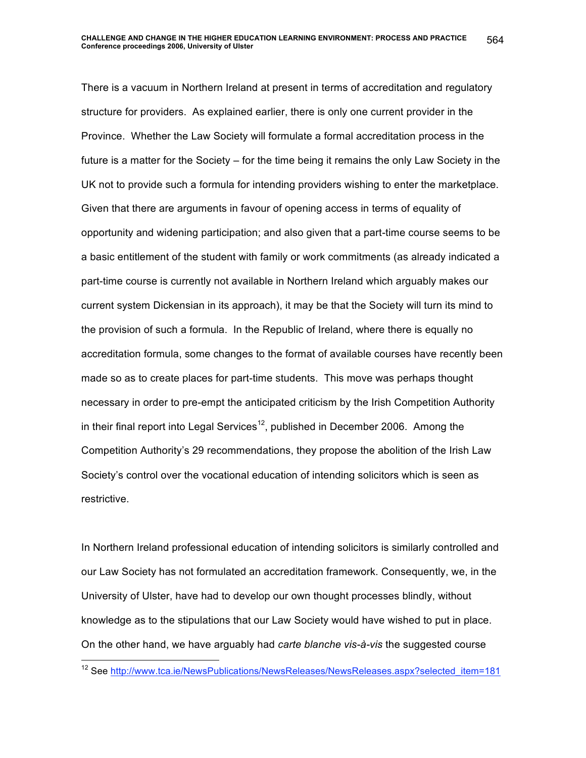There is a vacuum in Northern Ireland at present in terms of accreditation and regulatory structure for providers. As explained earlier, there is only one current provider in the Province. Whether the Law Society will formulate a formal accreditation process in the future is a matter for the Society – for the time being it remains the only Law Society in the UK not to provide such a formula for intending providers wishing to enter the marketplace. Given that there are arguments in favour of opening access in terms of equality of opportunity and widening participation; and also given that a part-time course seems to be a basic entitlement of the student with family or work commitments (as already indicated a part-time course is currently not available in Northern Ireland which arguably makes our current system Dickensian in its approach), it may be that the Society will turn its mind to the provision of such a formula. In the Republic of Ireland, where there is equally no accreditation formula, some changes to the format of available courses have recently been made so as to create places for part-time students. This move was perhaps thought necessary in order to pre-empt the anticipated criticism by the Irish Competition Authority in their final report into Legal Services[12], published in December 2006. Among the Competition Authority's 29 recommendations, they propose the abolition of the Irish Law Society's control over the vocational education of intending solicitors which is seen as restrictive.

In Northern Ireland professional education of intending solicitors is similarly controlled and our Law Society has not formulated an accreditation framework. Consequently, we, in the University of Ulster, have had to develop our own thought processes blindly, without knowledge as to the stipulations that our Law Society would have wished to put in place. On the other hand, we have arguably had *carte blanche vis-à-vis* the suggested course

[12] See http://www.tca.ie/NewsPublications/NewsReleases/NewsReleases.aspx?selected_item=181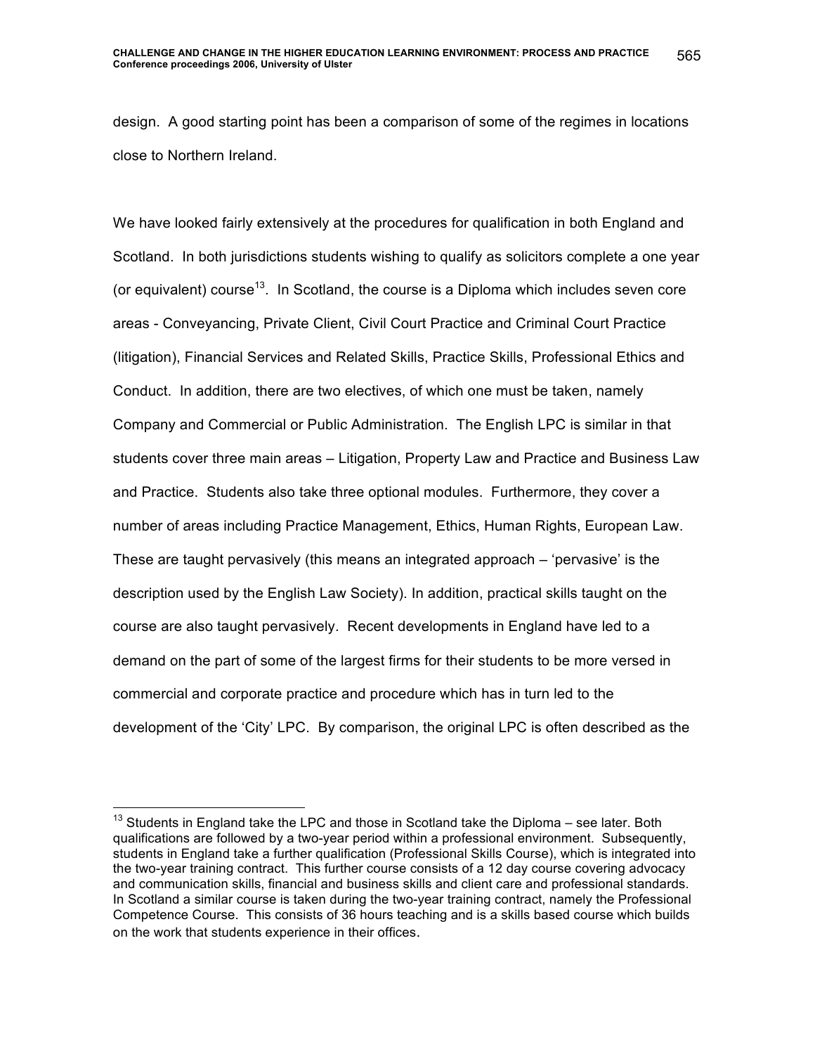design. A good starting point has been a comparison of some of the regimes in locations close to Northern Ireland.

We have looked fairly extensively at the procedures for qualification in both England and Scotland. In both jurisdictions students wishing to qualify as solicitors complete a one year (or equivalent) course[13]. In Scotland, the course is a Diploma which includes seven core areas - Conveyancing, Private Client, Civil Court Practice and Criminal Court Practice (litigation), Financial Services and Related Skills, Practice Skills, Professional Ethics and Conduct. In addition, there are two electives, of which one must be taken, namely Company and Commercial or Public Administration. The English LPC is similar in that students cover three main areas – Litigation, Property Law and Practice and Business Law and Practice. Students also take three optional modules. Furthermore, they cover a number of areas including Practice Management, Ethics, Human Rights, European Law. These are taught pervasively (this means an integrated approach – 'pervasive' is the description used by the English Law Society). In addition, practical skills taught on the course are also taught pervasively. Recent developments in England have led to a demand on the part of some of the largest firms for their students to be more versed in commercial and corporate practice and procedure which has in turn led to the development of the 'City' LPC. By comparison, the original LPC is often described as the

[13] Students in England take the LPC and those in Scotland take the Diploma – see later. Both qualifications are followed by a two-year period within a professional environment. Subsequently, students in England take a further qualification (Professional Skills Course), which is integrated into the two-year training contract. This further course consists of a 12 day course covering advocacy and communication skills, financial and business skills and client care and professional standards. In Scotland a similar course is taken during the two-year training contract, namely the Professional Competence Course. This consists of 36 hours teaching and is a skills based course which builds on the work that students experience in their offices.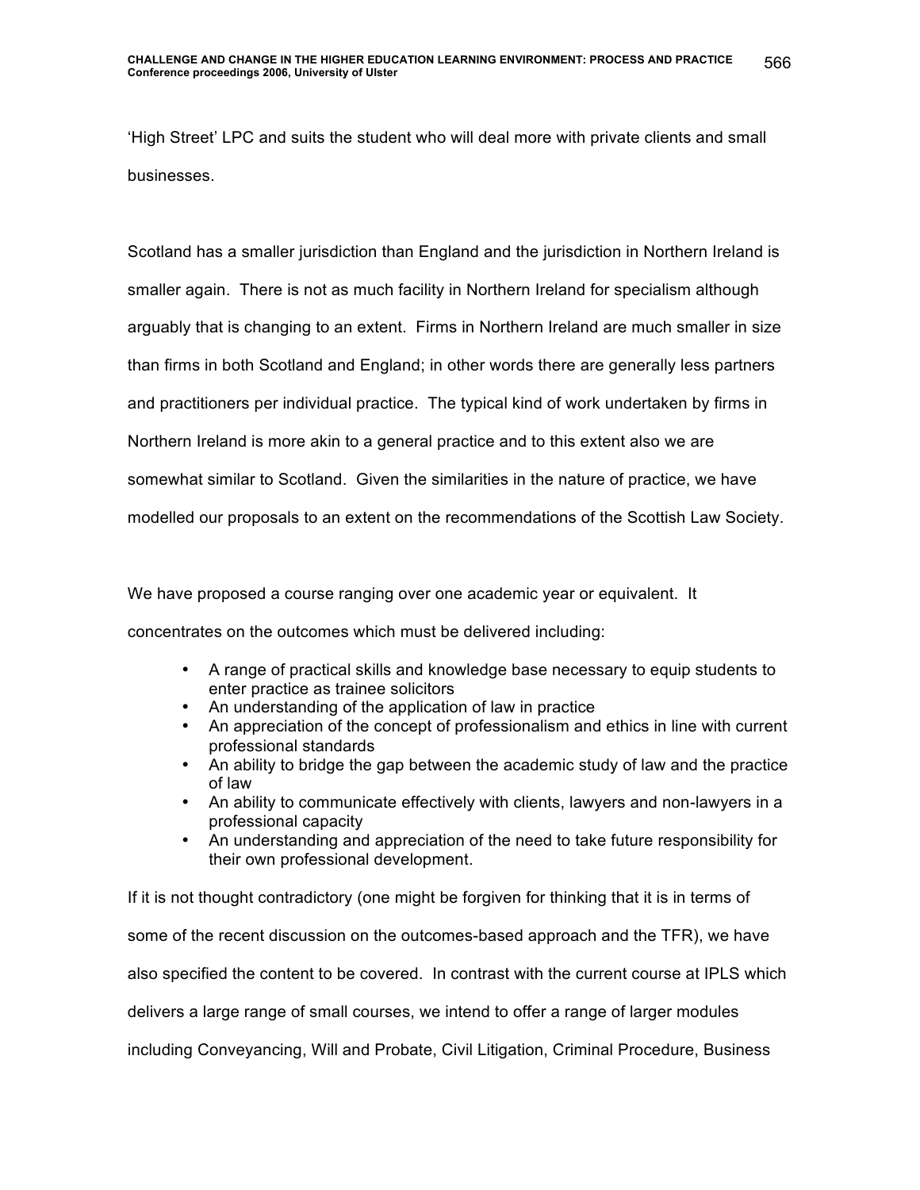'High Street' LPC and suits the student who will deal more with private clients and small businesses.

Scotland has a smaller jurisdiction than England and the jurisdiction in Northern Ireland is smaller again. There is not as much facility in Northern Ireland for specialism although arguably that is changing to an extent. Firms in Northern Ireland are much smaller in size than firms in both Scotland and England; in other words there are generally less partners and practitioners per individual practice. The typical kind of work undertaken by firms in Northern Ireland is more akin to a general practice and to this extent also we are somewhat similar to Scotland. Given the similarities in the nature of practice, we have modelled our proposals to an extent on the recommendations of the Scottish Law Society.

We have proposed a course ranging over one academic year or equivalent. It concentrates on the outcomes which must be delivered including:

- A range of practical skills and knowledge base necessary to equip students to enter practice as trainee solicitors
- An understanding of the application of law in practice
- An appreciation of the concept of professionalism and ethics in line with current professional standards
- An ability to bridge the gap between the academic study of law and the practice of law
- An ability to communicate effectively with clients, lawyers and non-lawyers in a professional capacity
- An understanding and appreciation of the need to take future responsibility for their own professional development.

If it is not thought contradictory (one might be forgiven for thinking that it is in terms of some of the recent discussion on the outcomes-based approach and the TFR), we have also specified the content to be covered. In contrast with the current course at IPLS which delivers a large range of small courses, we intend to offer a range of larger modules including Conveyancing, Will and Probate, Civil Litigation, Criminal Procedure, Business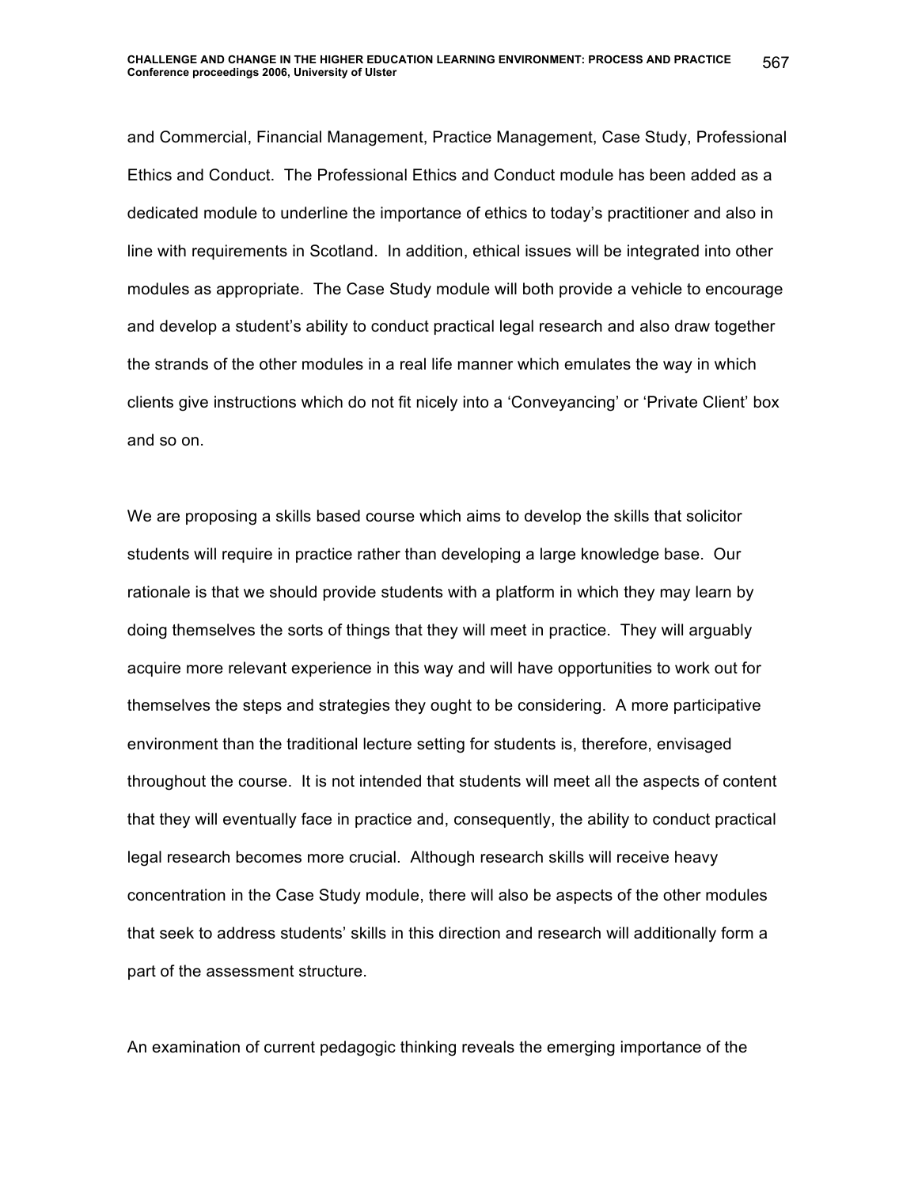and Commercial, Financial Management, Practice Management, Case Study, Professional Ethics and Conduct. The Professional Ethics and Conduct module has been added as a dedicated module to underline the importance of ethics to today's practitioner and also in line with requirements in Scotland. In addition, ethical issues will be integrated into other modules as appropriate. The Case Study module will both provide a vehicle to encourage and develop a student's ability to conduct practical legal research and also draw together the strands of the other modules in a real life manner which emulates the way in which clients give instructions which do not fit nicely into a 'Conveyancing' or 'Private Client' box and so on.

We are proposing a skills based course which aims to develop the skills that solicitor students will require in practice rather than developing a large knowledge base. Our rationale is that we should provide students with a platform in which they may learn by doing themselves the sorts of things that they will meet in practice. They will arguably acquire more relevant experience in this way and will have opportunities to work out for themselves the steps and strategies they ought to be considering. A more participative environment than the traditional lecture setting for students is, therefore, envisaged throughout the course. It is not intended that students will meet all the aspects of content that they will eventually face in practice and, consequently, the ability to conduct practical legal research becomes more crucial. Although research skills will receive heavy concentration in the Case Study module, there will also be aspects of the other modules that seek to address students' skills in this direction and research will additionally form a part of the assessment structure.

An examination of current pedagogic thinking reveals the emerging importance of the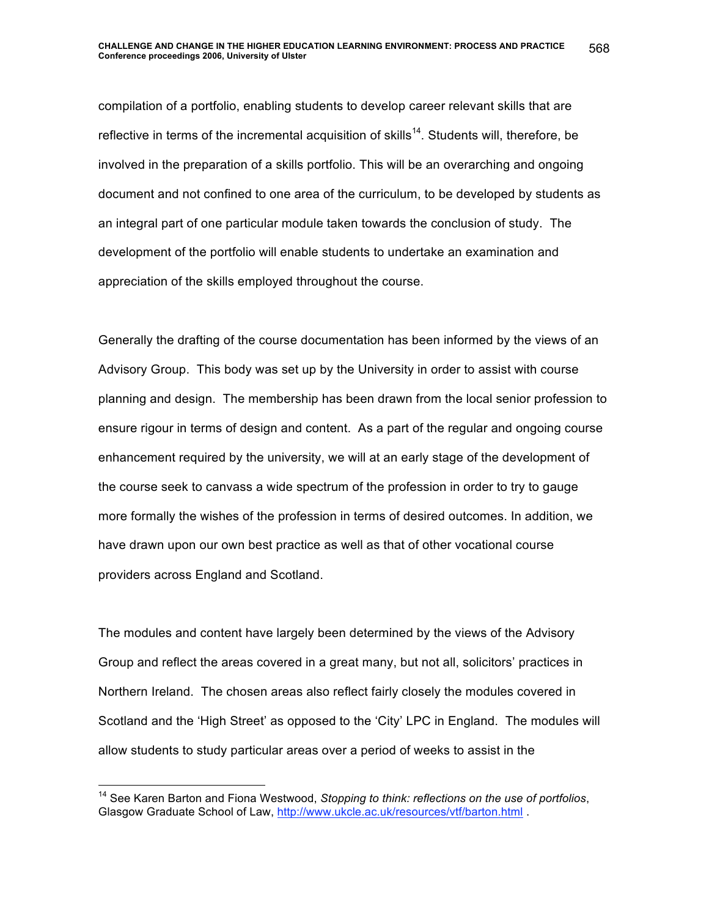compilation of a portfolio, enabling students to develop career relevant skills that are reflective in terms of the incremental acquisition of skills[14]. Students will, therefore, be involved in the preparation of a skills portfolio. This will be an overarching and ongoing document and not confined to one area of the curriculum, to be developed by students as an integral part of one particular module taken towards the conclusion of study. The development of the portfolio will enable students to undertake an examination and appreciation of the skills employed throughout the course.

Generally the drafting of the course documentation has been informed by the views of an Advisory Group. This body was set up by the University in order to assist with course planning and design. The membership has been drawn from the local senior profession to ensure rigour in terms of design and content. As a part of the regular and ongoing course enhancement required by the university, we will at an early stage of the development of the course seek to canvass a wide spectrum of the profession in order to try to gauge more formally the wishes of the profession in terms of desired outcomes. In addition, we have drawn upon our own best practice as well as that of other vocational course providers across England and Scotland.

The modules and content have largely been determined by the views of the Advisory Group and reflect the areas covered in a great many, but not all, solicitors' practices in Northern Ireland. The chosen areas also reflect fairly closely the modules covered in Scotland and the 'High Street' as opposed to the 'City' LPC in England. The modules will allow students to study particular areas over a period of weeks to assist in the

---

[14] See Karen Barton and Fiona Westwood, *Stopping to think: reflections on the use of portfolios*, Glasgow Graduate School of Law, http://www.ukcle.ac.uk/resources/vtf/barton.html .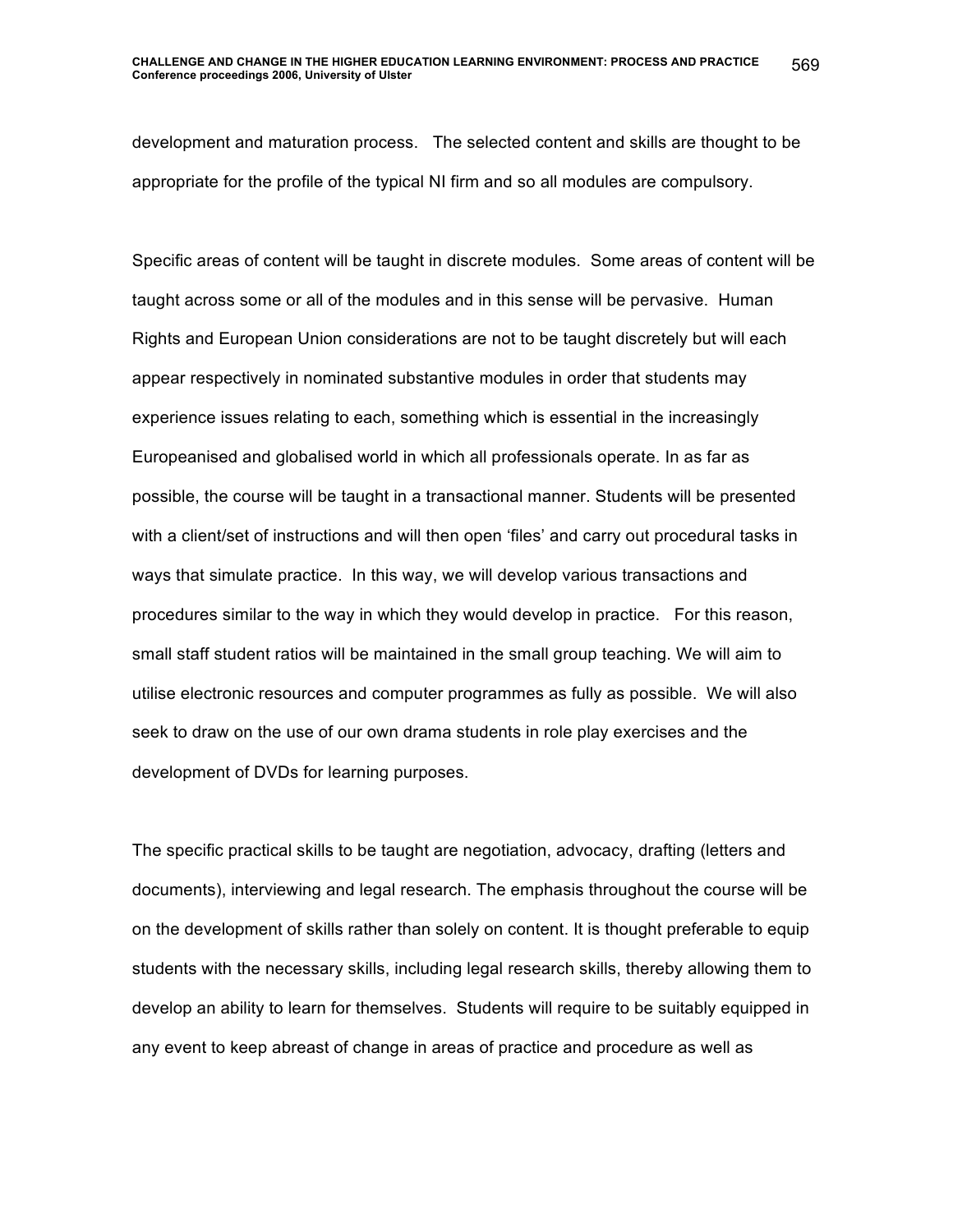development and maturation process. The selected content and skills are thought to be appropriate for the profile of the typical NI firm and so all modules are compulsory.

Specific areas of content will be taught in discrete modules. Some areas of content will be taught across some or all of the modules and in this sense will be pervasive. Human Rights and European Union considerations are not to be taught discretely but will each appear respectively in nominated substantive modules in order that students may experience issues relating to each, something which is essential in the increasingly Europeanised and globalised world in which all professionals operate. In as far as possible, the course will be taught in a transactional manner. Students will be presented with a client/set of instructions and will then open 'files' and carry out procedural tasks in ways that simulate practice. In this way, we will develop various transactions and procedures similar to the way in which they would develop in practice. For this reason, small staff student ratios will be maintained in the small group teaching. We will aim to utilise electronic resources and computer programmes as fully as possible. We will also seek to draw on the use of our own drama students in role play exercises and the development of DVDs for learning purposes.

The specific practical skills to be taught are negotiation, advocacy, drafting (letters and documents), interviewing and legal research. The emphasis throughout the course will be on the development of skills rather than solely on content. It is thought preferable to equip students with the necessary skills, including legal research skills, thereby allowing them to develop an ability to learn for themselves. Students will require to be suitably equipped in any event to keep abreast of change in areas of practice and procedure as well as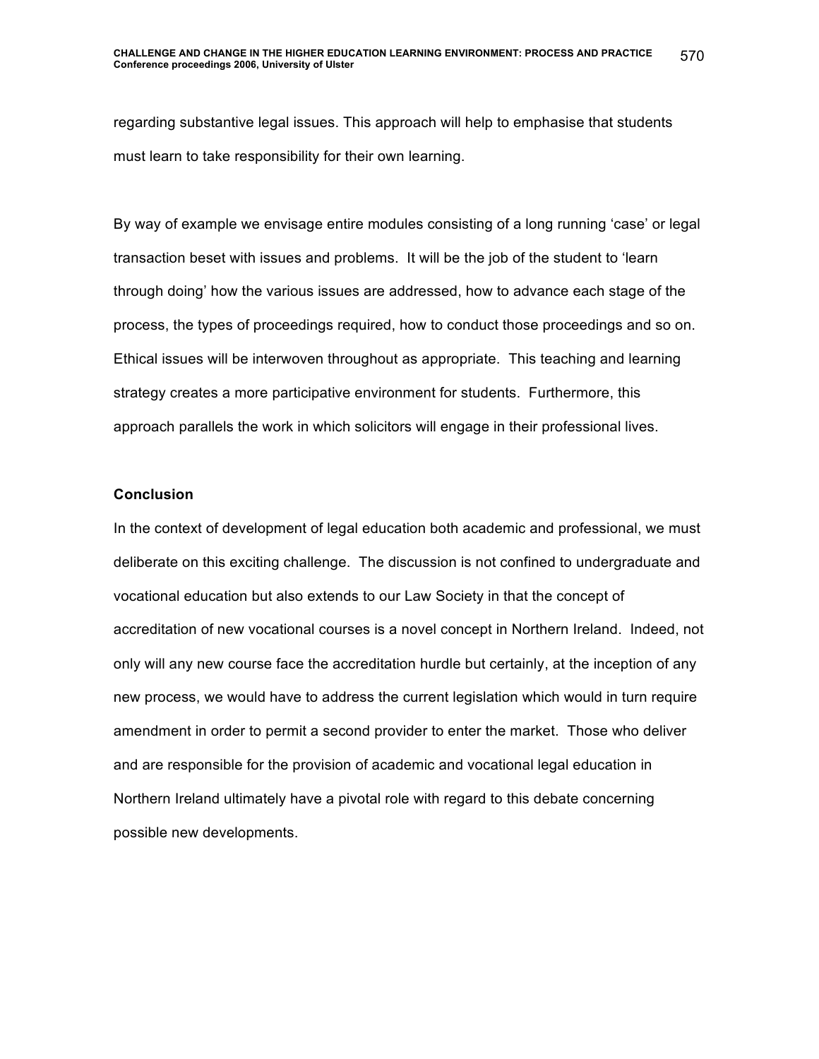regarding substantive legal issues. This approach will help to emphasise that students must learn to take responsibility for their own learning.

By way of example we envisage entire modules consisting of a long running 'case' or legal transaction beset with issues and problems. It will be the job of the student to 'learn through doing' how the various issues are addressed, how to advance each stage of the process, the types of proceedings required, how to conduct those proceedings and so on. Ethical issues will be interwoven throughout as appropriate. This teaching and learning strategy creates a more participative environment for students. Furthermore, this approach parallels the work in which solicitors will engage in their professional lives.

**Conclusion**

In the context of development of legal education both academic and professional, we must deliberate on this exciting challenge. The discussion is not confined to undergraduate and vocational education but also extends to our Law Society in that the concept of accreditation of new vocational courses is a novel concept in Northern Ireland. Indeed, not only will any new course face the accreditation hurdle but certainly, at the inception of any new process, we would have to address the current legislation which would in turn require amendment in order to permit a second provider to enter the market. Those who deliver and are responsible for the provision of academic and vocational legal education in Northern Ireland ultimately have a pivotal role with regard to this debate concerning possible new developments.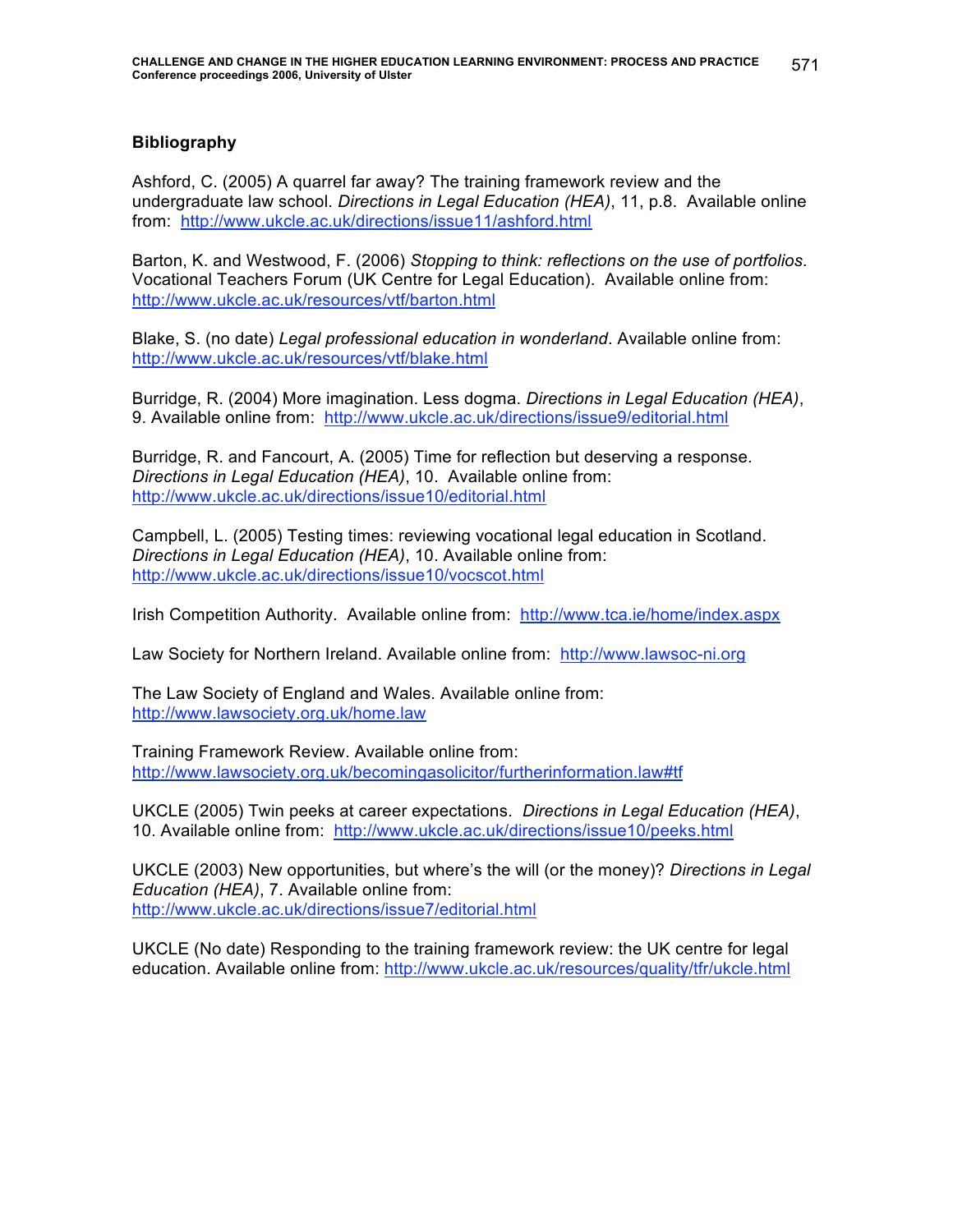## Bibliography

Ashford, C. (2005) A quarrel far away? The training framework review and the undergraduate law school. *Directions in Legal Education (HEA)*, 11, p.8. Available online from: http://www.ukcle.ac.uk/directions/issue11/ashford.html

Barton, K. and Westwood, F. (2006) *Stopping to think: reflections on the use of portfolios.* Vocational Teachers Forum (UK Centre for Legal Education). Available online from: http://www.ukcle.ac.uk/resources/vtf/barton.html

Blake, S. (no date) *Legal professional education in wonderland*. Available online from: http://www.ukcle.ac.uk/resources/vtf/blake.html

Burridge, R. (2004) More imagination. Less dogma. *Directions in Legal Education (HEA)*, 9. Available online from: http://www.ukcle.ac.uk/directions/issue9/editorial.html

Burridge, R. and Fancourt, A. (2005) Time for reflection but deserving a response. *Directions in Legal Education (HEA)*, 10. Available online from: http://www.ukcle.ac.uk/directions/issue10/editorial.html

Campbell, L. (2005) Testing times: reviewing vocational legal education in Scotland. *Directions in Legal Education (HEA)*, 10. Available online from: http://www.ukcle.ac.uk/directions/issue10/vocscot.html

Irish Competition Authority. Available online from: http://www.tca.ie/home/index.aspx

Law Society for Northern Ireland. Available online from: http://www.lawsoc-ni.org

The Law Society of England and Wales. Available online from: http://www.lawsociety.org.uk/home.law

Training Framework Review. Available online from: http://www.lawsociety.org.uk/becomingasolicitor/furtherinformation.law#tf

UKCLE (2005) Twin peeks at career expectations. *Directions in Legal Education (HEA)*, 10. Available online from: http://www.ukcle.ac.uk/directions/issue10/peeks.html

UKCLE (2003) New opportunities, but where's the will (or the money)? *Directions in Legal Education (HEA)*, 7. Available online from: http://www.ukcle.ac.uk/directions/issue7/editorial.html

UKCLE (No date) Responding to the training framework review: the UK centre for legal education. Available online from: http://www.ukcle.ac.uk/resources/quality/tfr/ukcle.html